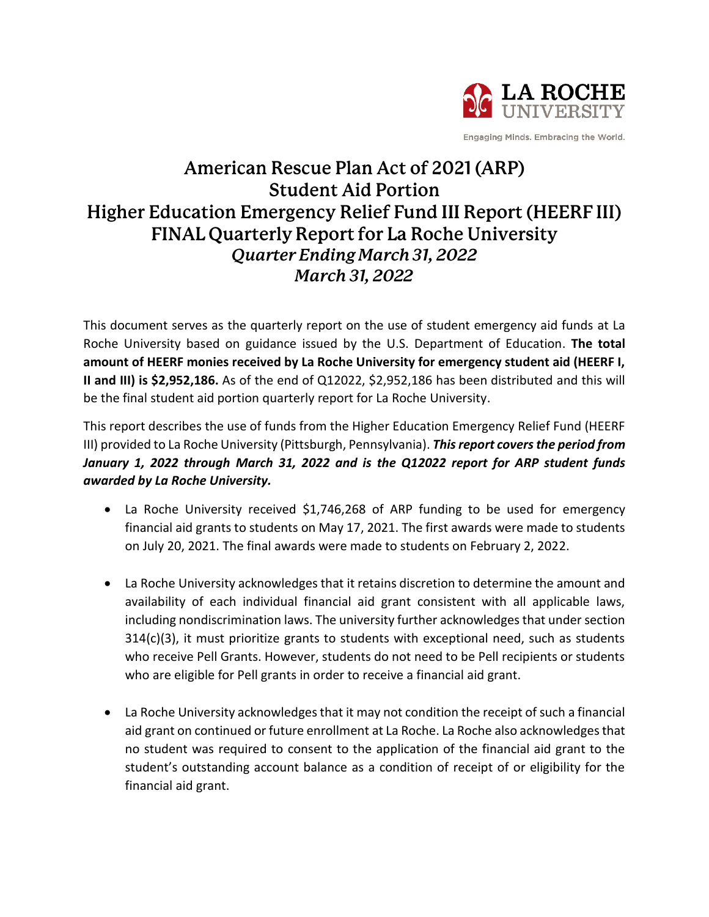LA ROCHE UNIVERSITY

Engaging Minds. Embracing the World.

# American Rescue Plan Act of 2021 (ARP) Student Aid Portion Higher Education Emergency Relief Fund III Report (HEERF III) FINAL Quarterly Report for La Roche University

*Quarter Ending March 31, 2022*

*March 31, 2022*

This document serves as the quarterly report on the use of student emergency aid funds at La Roche University based on guidance issued by the U.S. Department of Education. **The total amount of HEERF monies received by La Roche University for emergency student aid (HEERF I, II and III) is $2,952,186.** As of the end of Q12022, $2,952,186 has been distributed and this will be the final student aid portion quarterly report for La Roche University.

This report describes the use of funds from the Higher Education Emergency Relief Fund (HEERF III) provided to La Roche University (Pittsburgh, Pennsylvania). ***This report covers the period from January 1, 2022 through March 31, 2022 and is the Q12022 report for ARP student funds awarded by La Roche University.***

- La Roche University received $1,746,268 of ARP funding to be used for emergency financial aid grants to students on May 17, 2021. The first awards were made to students on July 20, 2021. The final awards were made to students on February 2, 2022.
- La Roche University acknowledges that it retains discretion to determine the amount and availability of each individual financial aid grant consistent with all applicable laws, including nondiscrimination laws. The university further acknowledges that under section 314(c)(3), it must prioritize grants to students with exceptional need, such as students who receive Pell Grants. However, students do not need to be Pell recipients or students who are eligible for Pell grants in order to receive a financial aid grant.
- La Roche University acknowledges that it may not condition the receipt of such a financial aid grant on continued or future enrollment at La Roche. La Roche also acknowledges that no student was required to consent to the application of the financial aid grant to the student's outstanding account balance as a condition of receipt of or eligibility for the financial aid grant.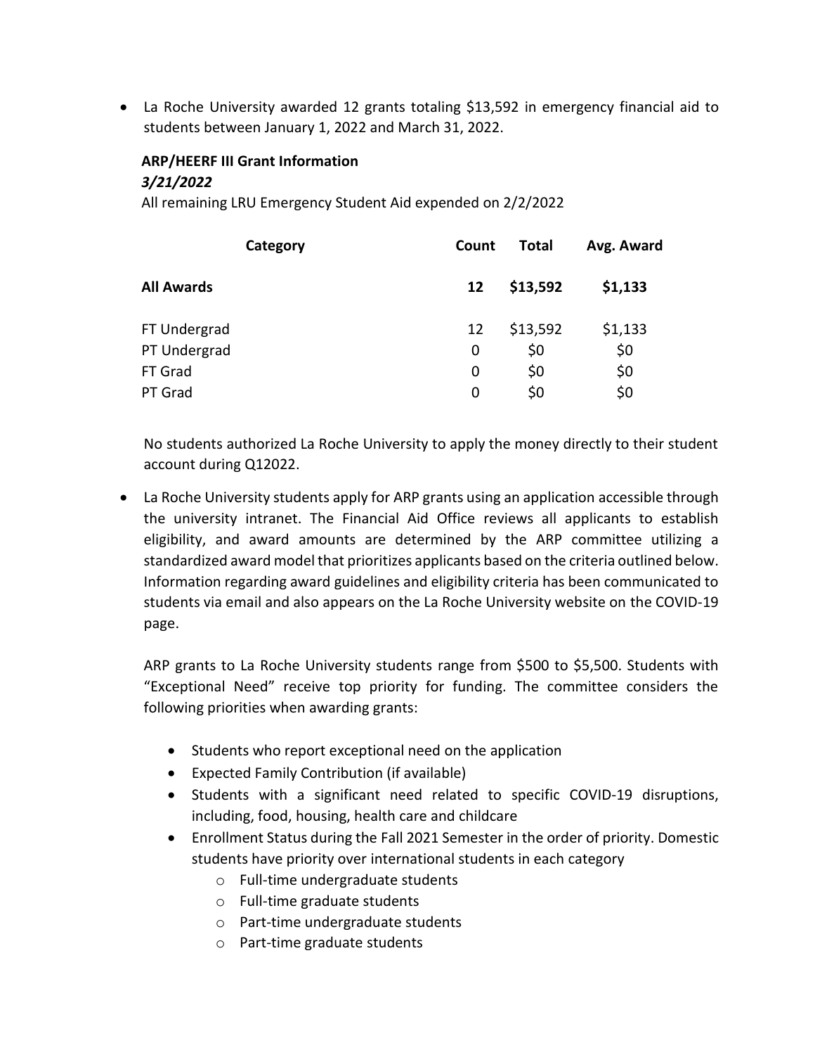- La Roche University awarded 12 grants totaling $13,592 in emergency financial aid to students between January 1, 2022 and March 31, 2022.

  **ARP/HEERF III Grant Information**
  ***3/21/2022***
  All remaining LRU Emergency Student Aid expended on 2/2/2022

  | Category | Count | Total | Avg. Award |
  |---|---|---|---|
  | **All Awards** | **12** | **$13,592** | **$1,133** |
  | FT Undergrad | 12 | $13,592 | $1,133 |
  | PT Undergrad | 0 | $0 | $0 |
  | FT Grad | 0 | $0 | $0 |
  | PT Grad | 0 | $0 | $0 |

  No students authorized La Roche University to apply the money directly to their student account during Q12022.

- La Roche University students apply for ARP grants using an application accessible through the university intranet. The Financial Aid Office reviews all applicants to establish eligibility, and award amounts are determined by the ARP committee utilizing a standardized award model that prioritizes applicants based on the criteria outlined below. Information regarding award guidelines and eligibility criteria has been communicated to students via email and also appears on the La Roche University website on the COVID-19 page.

  ARP grants to La Roche University students range from $500 to $5,500. Students with "Exceptional Need" receive top priority for funding. The committee considers the following priorities when awarding grants:

  - Students who report exceptional need on the application
  - Expected Family Contribution (if available)
  - Students with a significant need related to specific COVID-19 disruptions, including, food, housing, health care and childcare
  - Enrollment Status during the Fall 2021 Semester in the order of priority. Domestic students have priority over international students in each category
    - Full-time undergraduate students
    - Full-time graduate students
    - Part-time undergraduate students
    - Part-time graduate students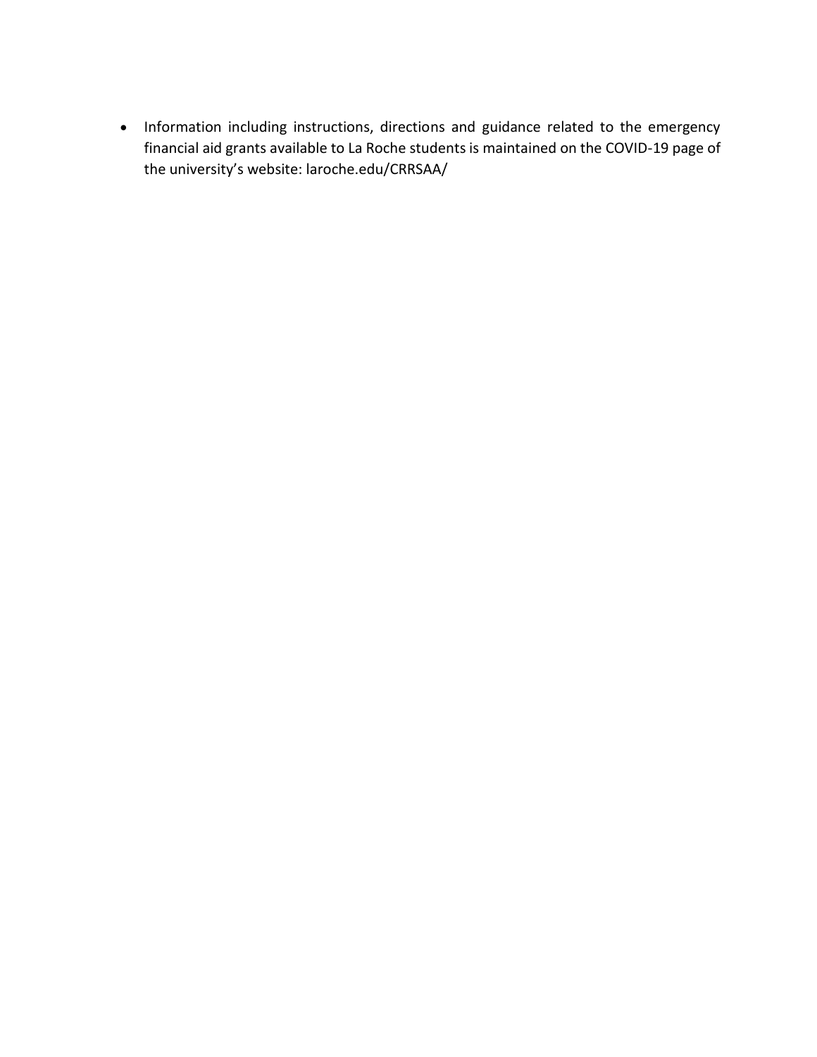- Information including instructions, directions and guidance related to the emergency financial aid grants available to La Roche students is maintained on the COVID-19 page of the university's website: laroche.edu/CRRSAA/